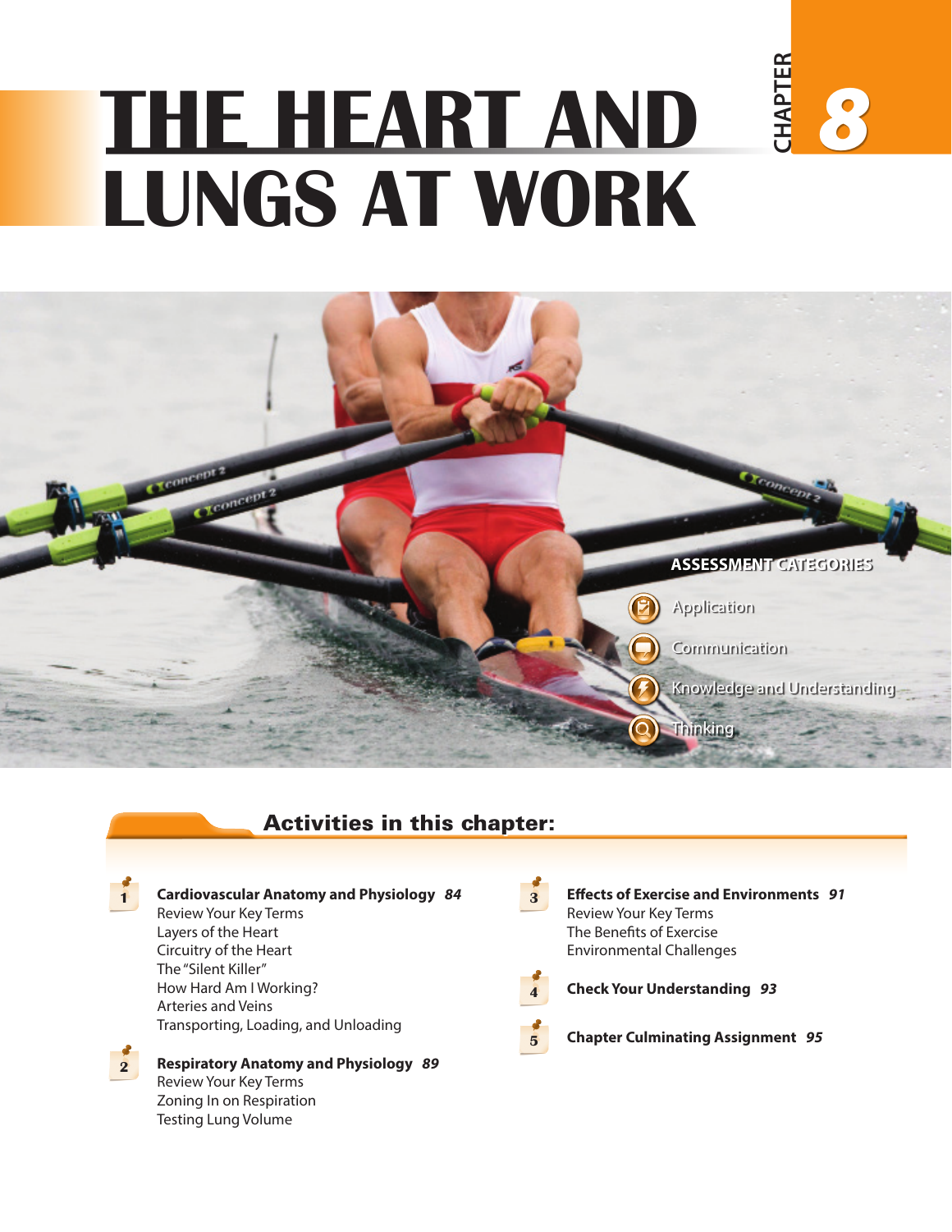# CHAPTER 8

# THE HEART AND LUNGS AT WORK

**ASSESSMENT CATEGORIES**

- Application
- Communication
- Knowledge and Understanding
- Thinking

## Activities in this chapter:

**1 Cardiovascular Anatomy and Physiology** *84*
- Review Your Key Terms
- Layers of the Heart
- Circuitry of the Heart
- The "Silent Killer"
- How Hard Am I Working?
- Arteries and Veins
- Transporting, Loading, and Unloading

**2 Respiratory Anatomy and Physiology** *89*
- Review Your Key Terms
- Zoning In on Respiration
- Testing Lung Volume

**3 Effects of Exercise and Environments** *91*
- Review Your Key Terms
- The Benefits of Exercise
- Environmental Challenges

**4 Check Your Understanding** *93*

**5 Chapter Culminating Assignment** *95*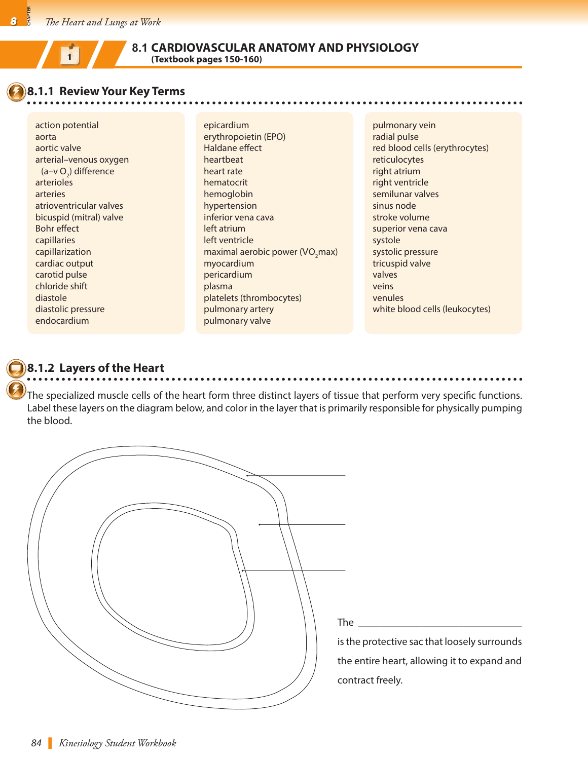## 8.1 CARDIOVASCULAR ANATOMY AND PHYSIOLOGY

**(Textbook pages 150-160)**

### 8.1.1 Review Your Key Terms

action potential
aorta
aortic valve
arterial–venous oxygen ($a-v\ O_2$) difference
arterioles
arteries
atrioventricular valves
bicuspid (mitral) valve
Bohr effect
capillaries
capillarization
cardiac output
carotid pulse
chloride shift
diastole
diastolic pressure
endocardium
epicardium
erythropoietin (EPO)
Haldane effect
heartbeat
heart rate
hematocrit
hemoglobin
hypertension
inferior vena cava
left atrium
left ventricle
maximal aerobic power ($VO_2$max)
myocardium
pericardium
plasma
platelets (thrombocytes)
pulmonary artery
pulmonary valve
pulmonary vein
radial pulse
red blood cells (erythrocytes)
reticulocytes
right atrium
right ventricle
semilunar valves
sinus node
stroke volume
superior vena cava
systole
systolic pressure
tricuspid valve
valves
veins
venules
white blood cells (leukocytes)

### 8.1.2 Layers of the Heart

The specialized muscle cells of the heart form three distinct layers of tissue that perform very specific functions. Label these layers on the diagram below, and color in the layer that is primarily responsible for physically pumping the blood.

___________________

___________________

___________________

The ______________________________ is the protective sac that loosely surrounds the entire heart, allowing it to expand and contract freely.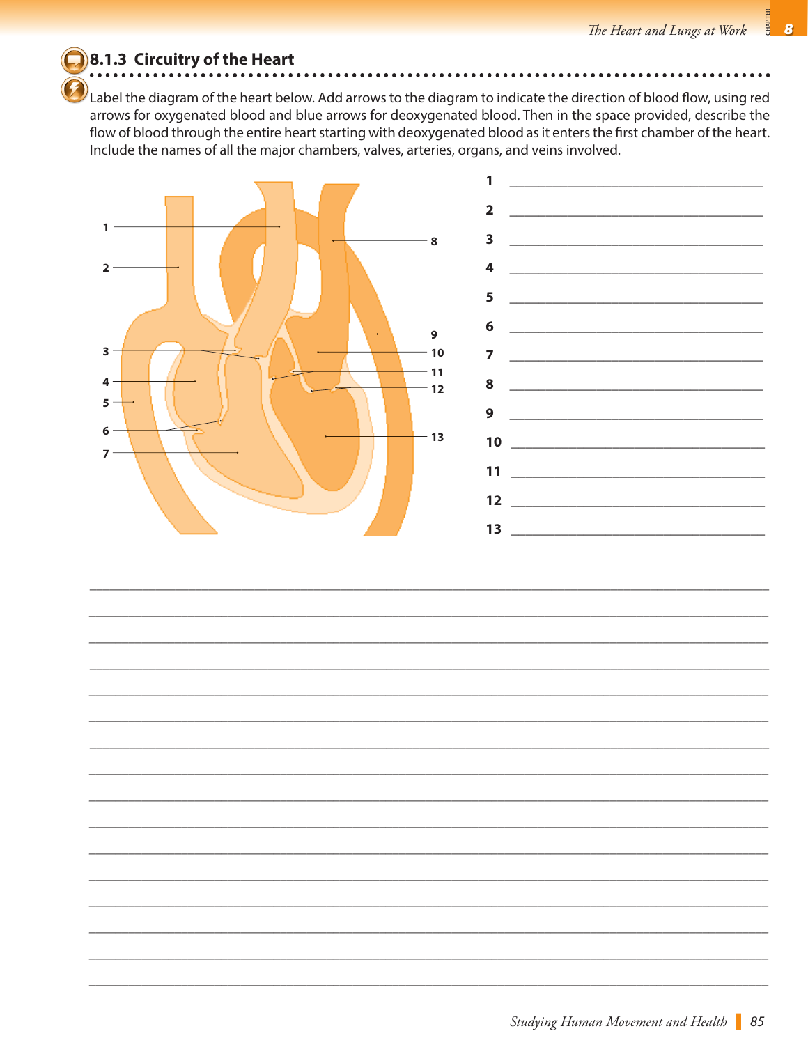## 8.1.3 Circuitry of the Heart

Label the diagram of the heart below. Add arrows to the diagram to indicate the direction of blood flow, using red arrows for oxygenated blood and blue arrows for deoxygenated blood. Then in the space provided, describe the flow of blood through the entire heart starting with deoxygenated blood as it enters the first chamber of the heart. Include the names of all the major chambers, valves, arteries, organs, and veins involved.

1 ______________________________

2 ______________________________

3 ______________________________

4 ______________________________

5 ______________________________

6 ______________________________

7 ______________________________

8 ______________________________

9 ______________________________

10 ______________________________

11 ______________________________

12 ______________________________

13 ______________________________

______________________________________________________________________

______________________________________________________________________

______________________________________________________________________

______________________________________________________________________

______________________________________________________________________

______________________________________________________________________

______________________________________________________________________

______________________________________________________________________

______________________________________________________________________

______________________________________________________________________

______________________________________________________________________

______________________________________________________________________

______________________________________________________________________

______________________________________________________________________

______________________________________________________________________

______________________________________________________________________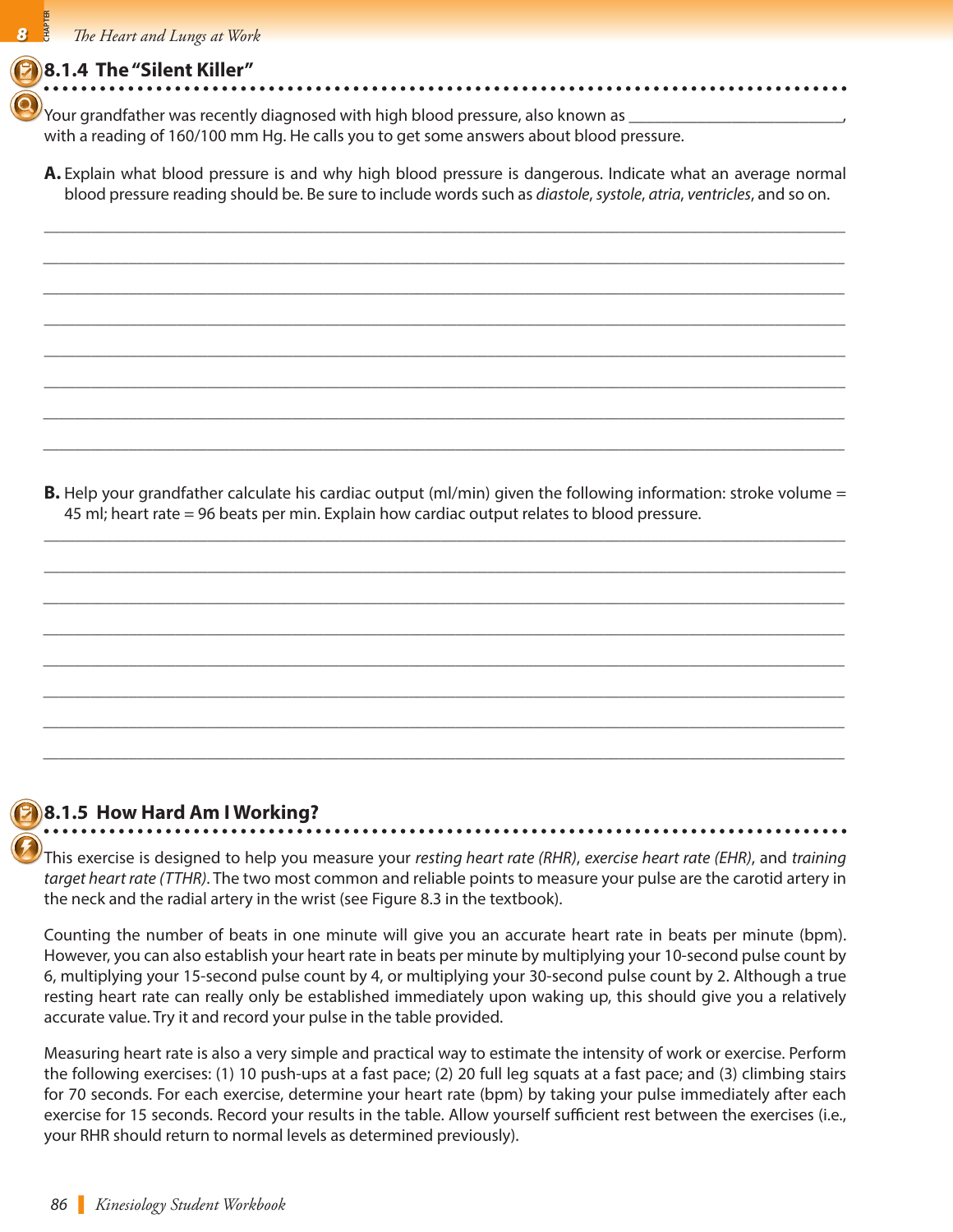### 8.1.4 The "Silent Killer"

Your grandfather was recently diagnosed with high blood pressure, also known as ___________________________, with a reading of 160/100 mm Hg. He calls you to get some answers about blood pressure.

**A.** Explain what blood pressure is and why high blood pressure is dangerous. Indicate what an average normal blood pressure reading should be. Be sure to include words such as *diastole*, *systole*, *atria*, *ventricles*, and so on.

_______________________________________________________________________________

_______________________________________________________________________________

_______________________________________________________________________________

_______________________________________________________________________________

_______________________________________________________________________________

_______________________________________________________________________________

_______________________________________________________________________________

_______________________________________________________________________________

**B.** Help your grandfather calculate his cardiac output (ml/min) given the following information: stroke volume = 45 ml; heart rate = 96 beats per min. Explain how cardiac output relates to blood pressure.

_______________________________________________________________________________

_______________________________________________________________________________

_______________________________________________________________________________

_______________________________________________________________________________

_______________________________________________________________________________

_______________________________________________________________________________

_______________________________________________________________________________

_______________________________________________________________________________

### 8.1.5 How Hard Am I Working?

This exercise is designed to help you measure your *resting heart rate (RHR)*, *exercise heart rate (EHR)*, and *training target heart rate (TTHR)*. The two most common and reliable points to measure your pulse are the carotid artery in the neck and the radial artery in the wrist (see Figure 8.3 in the textbook).

Counting the number of beats in one minute will give you an accurate heart rate in beats per minute (bpm). However, you can also establish your heart rate in beats per minute by multiplying your 10-second pulse count by 6, multiplying your 15-second pulse count by 4, or multiplying your 30-second pulse count by 2. Although a true resting heart rate can really only be established immediately upon waking up, this should give you a relatively accurate value. Try it and record your pulse in the table provided.

Measuring heart rate is also a very simple and practical way to estimate the intensity of work or exercise. Perform the following exercises: (1) 10 push-ups at a fast pace; (2) 20 full leg squats at a fast pace; and (3) climbing stairs for 70 seconds. For each exercise, determine your heart rate (bpm) by taking your pulse immediately after each exercise for 15 seconds. Record your results in the table. Allow yourself sufficient rest between the exercises (i.e., your RHR should return to normal levels as determined previously).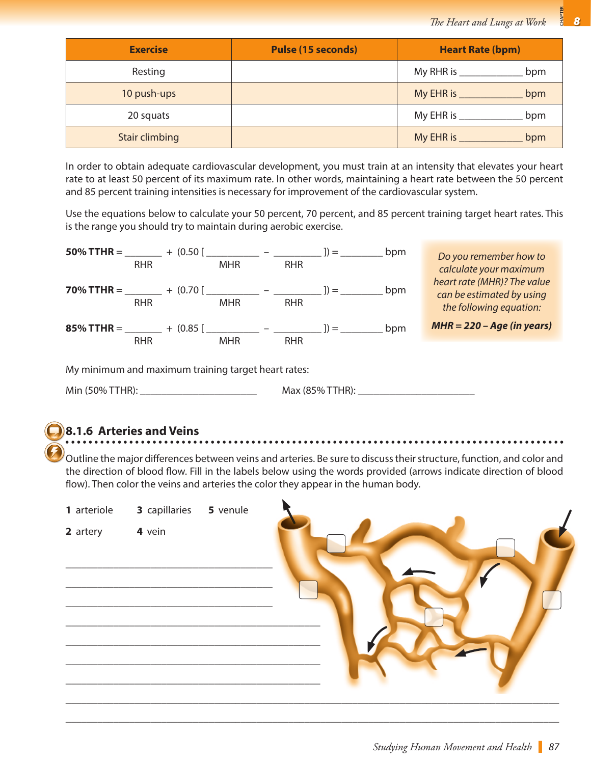| Exercise | Pulse (15 seconds) | Heart Rate (bpm) |
|---|---|---|
| Resting | | My RHR is ____________ bpm |
| 10 push-ups | | My EHR is ____________ bpm |
| 20 squats | | My EHR is ____________ bpm |
| Stair climbing | | My EHR is ____________ bpm |

In order to obtain adequate cardiovascular development, you must train at an intensity that elevates your heart rate to at least 50 percent of its maximum rate. In other words, maintaining a heart rate between the 50 percent and 85 percent training intensities is necessary for improvement of the cardiovascular system.

Use the equations below to calculate your 50 percent, 70 percent, and 85 percent training target heart rates. This is the range you should try to maintain during aerobic exercise.

**50% TTHR** = _______ (RHR) + (0.50 [ __________ (MHR) − _________ (RHR) ]) = ________ bpm

**70% TTHR** = _______ (RHR) + (0.70 [ __________ (MHR) − _________ (RHR) ]) = ________ bpm

**85% TTHR** = _______ (RHR) + (0.85 [ __________ (MHR) − _________ (RHR) ]) = ________ bpm

*Do you remember how to calculate your maximum heart rate (MHR)? The value can be estimated by using the following equation:*

***MHR = 220 – Age (in years)***

My minimum and maximum training target heart rates:

Min (50% TTHR): ______________________ Max (85% TTHR): ______________________

### 8.1.6 Arteries and Veins

Outline the major differences between veins and arteries. Be sure to discuss their structure, function, and color and the direction of blood flow. Fill in the labels below using the words provided (arrows indicate direction of blood flow). Then color the veins and arteries the color they appear in the human body.

**1** arteriole **3** capillaries **5** venule

**2** artery **4** vein

_______________________________________

_______________________________________

_______________________________________

_______________________________________

_______________________________________

_______________________________________

_______________________________________

_______________________________________

_______________________________________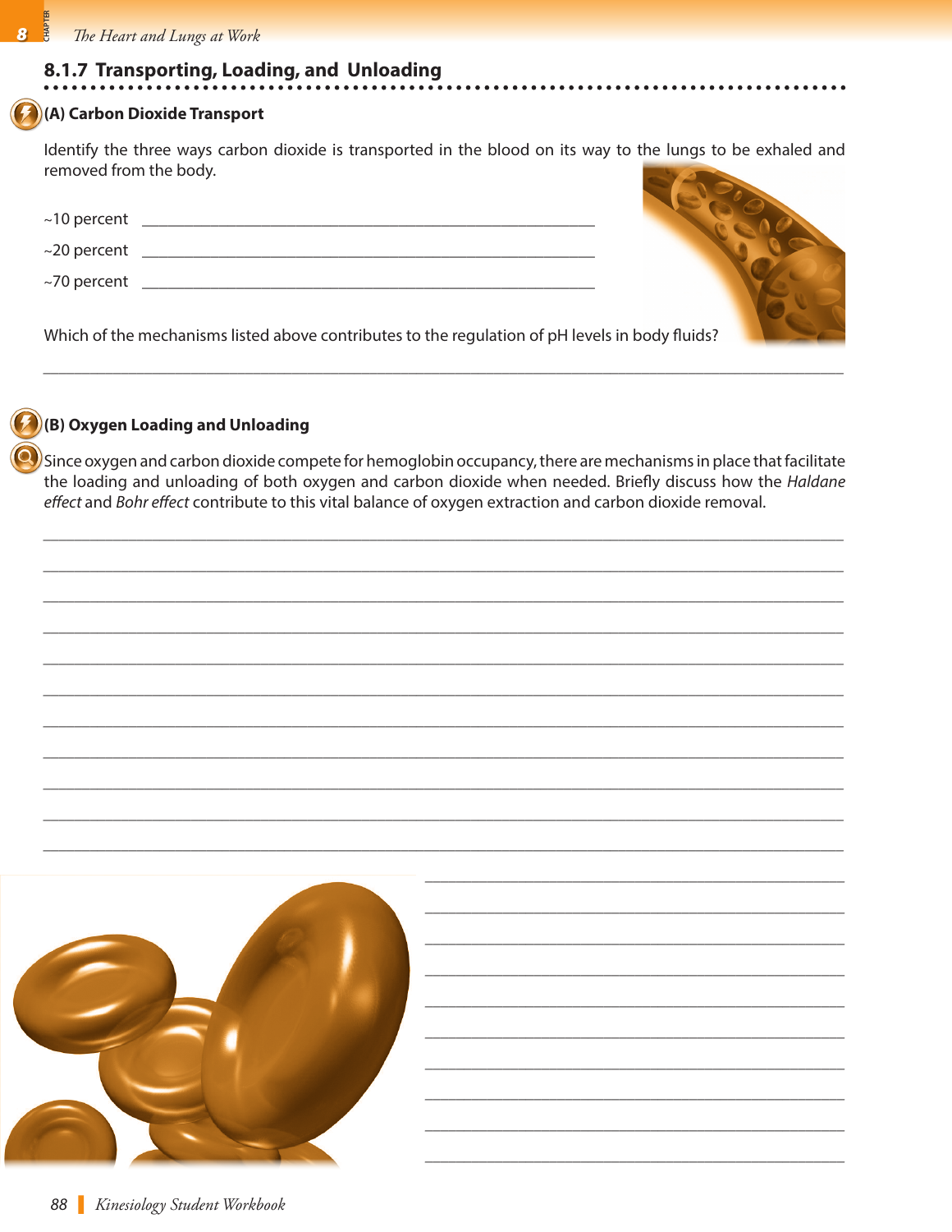## 8.1.7 Transporting, Loading, and Unloading

### (A) Carbon Dioxide Transport

Identify the three ways carbon dioxide is transported in the blood on its way to the lungs to be exhaled and removed from the body.

~10 percent ______________________________________________

~20 percent ______________________________________________

~70 percent ______________________________________________

Which of the mechanisms listed above contributes to the regulation of pH levels in body fluids?

__________________________________________________________________________________

### (B) Oxygen Loading and Unloading

Since oxygen and carbon dioxide compete for hemoglobin occupancy, there are mechanisms in place that facilitate the loading and unloading of both oxygen and carbon dioxide when needed. Briefly discuss how the *Haldane effect* and *Bohr effect* contribute to this vital balance of oxygen extraction and carbon dioxide removal.

__________________________________________________________________________________

__________________________________________________________________________________

__________________________________________________________________________________

__________________________________________________________________________________

__________________________________________________________________________________

__________________________________________________________________________________

__________________________________________________________________________________

__________________________________________________________________________________

__________________________________________________________________________________

__________________________________________________________________________________

__________________________________________________________________________________